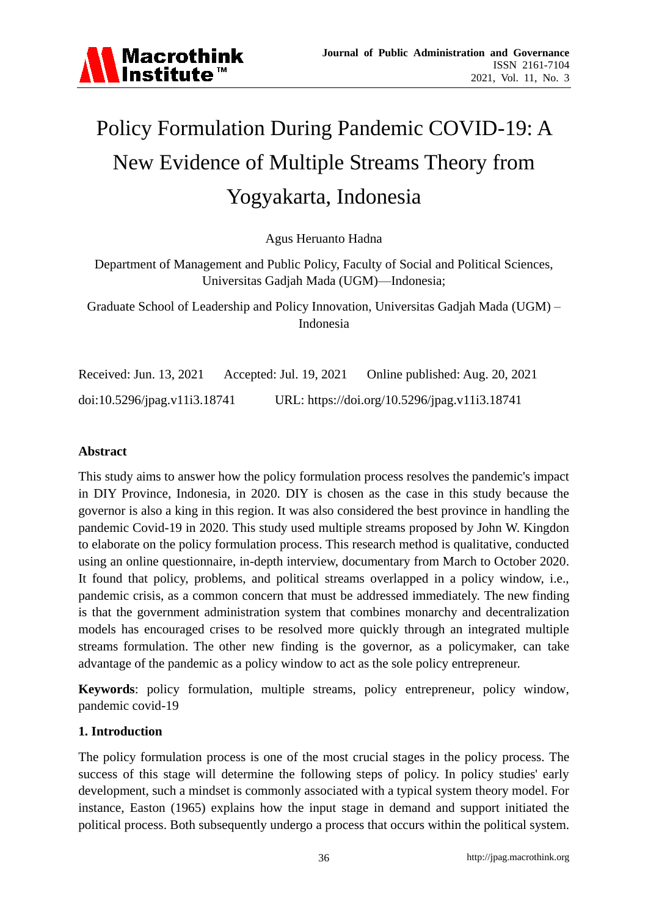# Policy Formulation During Pandemic COVID-19: A New Evidence of Multiple Streams Theory from Yogyakarta, Indonesia

Agus Heruanto Hadna

Department of Management and Public Policy, Faculty of Social and Political Sciences, Universitas Gadjah Mada (UGM)—Indonesia;

Graduate School of Leadership and Policy Innovation, Universitas Gadjah Mada (UGM) – Indonesia

Received: Jun. 13, 2021 Accepted: Jul. 19, 2021 Online published: Aug. 20, 2021

doi:10.5296/jpag.v11i3.18741 URL: https://doi.org/10.5296/jpag.v11i3.18741

## Abstract

This study aims to answer how the policy formulation process resolves the pandemic's impact in DIY Province, Indonesia, in 2020. DIY is chosen as the case in this study because the governor is also a king in this region. It was also considered the best province in handling the pandemic Covid-19 in 2020. This study used multiple streams proposed by John W. Kingdon to elaborate on the policy formulation process. This research method is qualitative, conducted using an online questionnaire, in-depth interview, documentary from March to October 2020. It found that policy, problems, and political streams overlapped in a policy window, i.e., pandemic crisis, as a common concern that must be addressed immediately. The new finding is that the government administration system that combines monarchy and decentralization models has encouraged crises to be resolved more quickly through an integrated multiple streams formulation. The other new finding is the governor, as a policymaker, can take advantage of the pandemic as a policy window to act as the sole policy entrepreneur.

**Keywords**: policy formulation, multiple streams, policy entrepreneur, policy window, pandemic covid-19

## 1. Introduction

The policy formulation process is one of the most crucial stages in the policy process. The success of this stage will determine the following steps of policy. In policy studies' early development, such a mindset is commonly associated with a typical system theory model. For instance, Easton (1965) explains how the input stage in demand and support initiated the political process. Both subsequently undergo a process that occurs within the political system.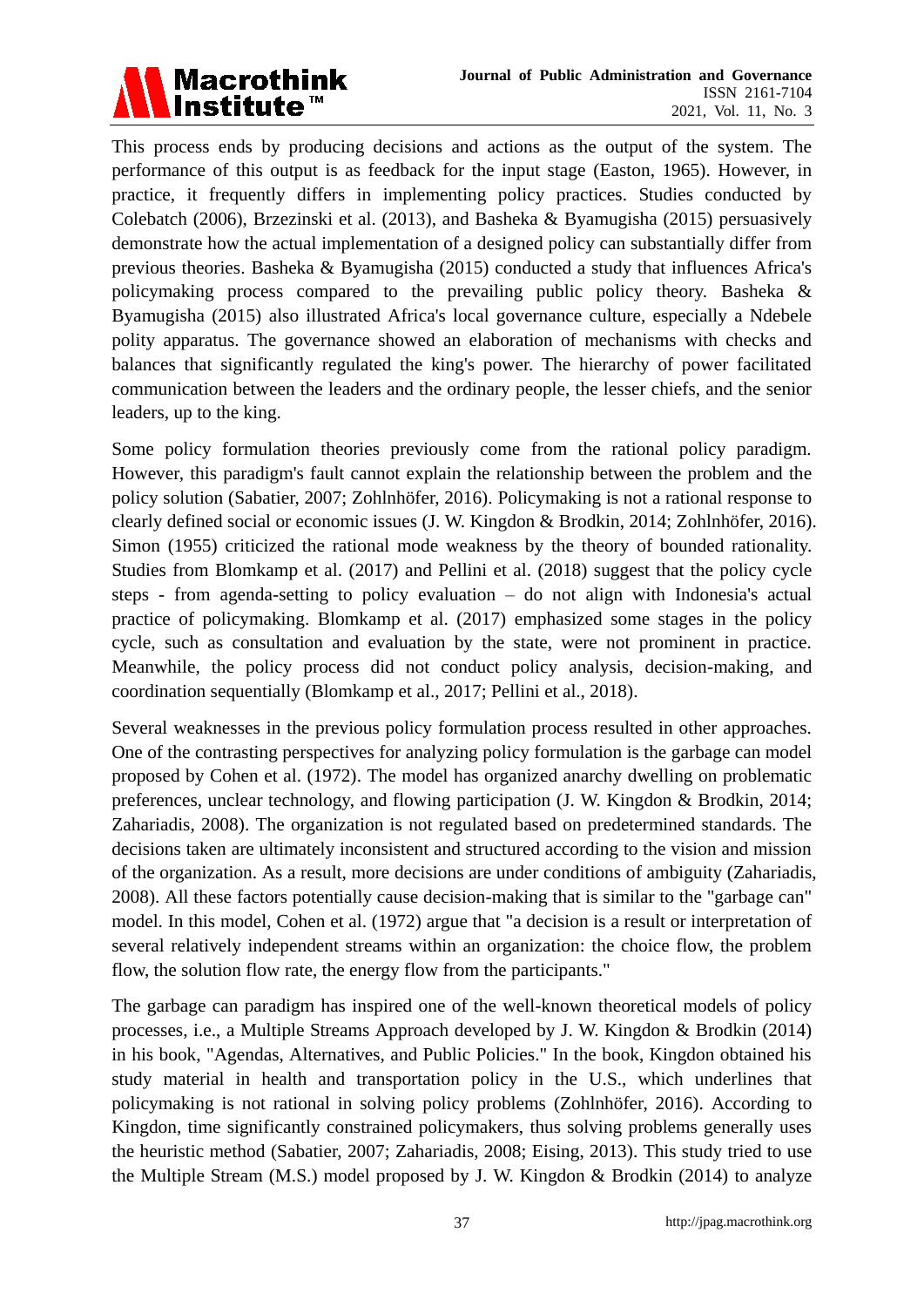This process ends by producing decisions and actions as the output of the system. The performance of this output is as feedback for the input stage (Easton, 1965). However, in practice, it frequently differs in implementing policy practices. Studies conducted by Colebatch (2006), Brzezinski et al. (2013), and Basheka & Byamugisha (2015) persuasively demonstrate how the actual implementation of a designed policy can substantially differ from previous theories. Basheka & Byamugisha (2015) conducted a study that influences Africa's policymaking process compared to the prevailing public policy theory. Basheka & Byamugisha (2015) also illustrated Africa's local governance culture, especially a Ndebele polity apparatus. The governance showed an elaboration of mechanisms with checks and balances that significantly regulated the king's power. The hierarchy of power facilitated communication between the leaders and the ordinary people, the lesser chiefs, and the senior leaders, up to the king.

Some policy formulation theories previously come from the rational policy paradigm. However, this paradigm's fault cannot explain the relationship between the problem and the policy solution (Sabatier, 2007; Zohlnhöfer, 2016). Policymaking is not a rational response to clearly defined social or economic issues (J. W. Kingdon & Brodkin, 2014; Zohlnhöfer, 2016). Simon (1955) criticized the rational mode weakness by the theory of bounded rationality. Studies from Blomkamp et al. (2017) and Pellini et al. (2018) suggest that the policy cycle steps - from agenda-setting to policy evaluation – do not align with Indonesia's actual practice of policymaking. Blomkamp et al. (2017) emphasized some stages in the policy cycle, such as consultation and evaluation by the state, were not prominent in practice. Meanwhile, the policy process did not conduct policy analysis, decision-making, and coordination sequentially (Blomkamp et al., 2017; Pellini et al., 2018).

Several weaknesses in the previous policy formulation process resulted in other approaches. One of the contrasting perspectives for analyzing policy formulation is the garbage can model proposed by Cohen et al. (1972). The model has organized anarchy dwelling on problematic preferences, unclear technology, and flowing participation (J. W. Kingdon & Brodkin, 2014; Zahariadis, 2008). The organization is not regulated based on predetermined standards. The decisions taken are ultimately inconsistent and structured according to the vision and mission of the organization. As a result, more decisions are under conditions of ambiguity (Zahariadis, 2008). All these factors potentially cause decision-making that is similar to the "garbage can" model. In this model, Cohen et al. (1972) argue that "a decision is a result or interpretation of several relatively independent streams within an organization: the choice flow, the problem flow, the solution flow rate, the energy flow from the participants."

The garbage can paradigm has inspired one of the well-known theoretical models of policy processes, i.e., a Multiple Streams Approach developed by J. W. Kingdon & Brodkin (2014) in his book, "Agendas, Alternatives, and Public Policies." In the book, Kingdon obtained his study material in health and transportation policy in the U.S., which underlines that policymaking is not rational in solving policy problems (Zohlnhöfer, 2016). According to Kingdon, time significantly constrained policymakers, thus solving problems generally uses the heuristic method (Sabatier, 2007; Zahariadis, 2008; Eising, 2013). This study tried to use the Multiple Stream (M.S.) model proposed by J. W. Kingdon & Brodkin (2014) to analyze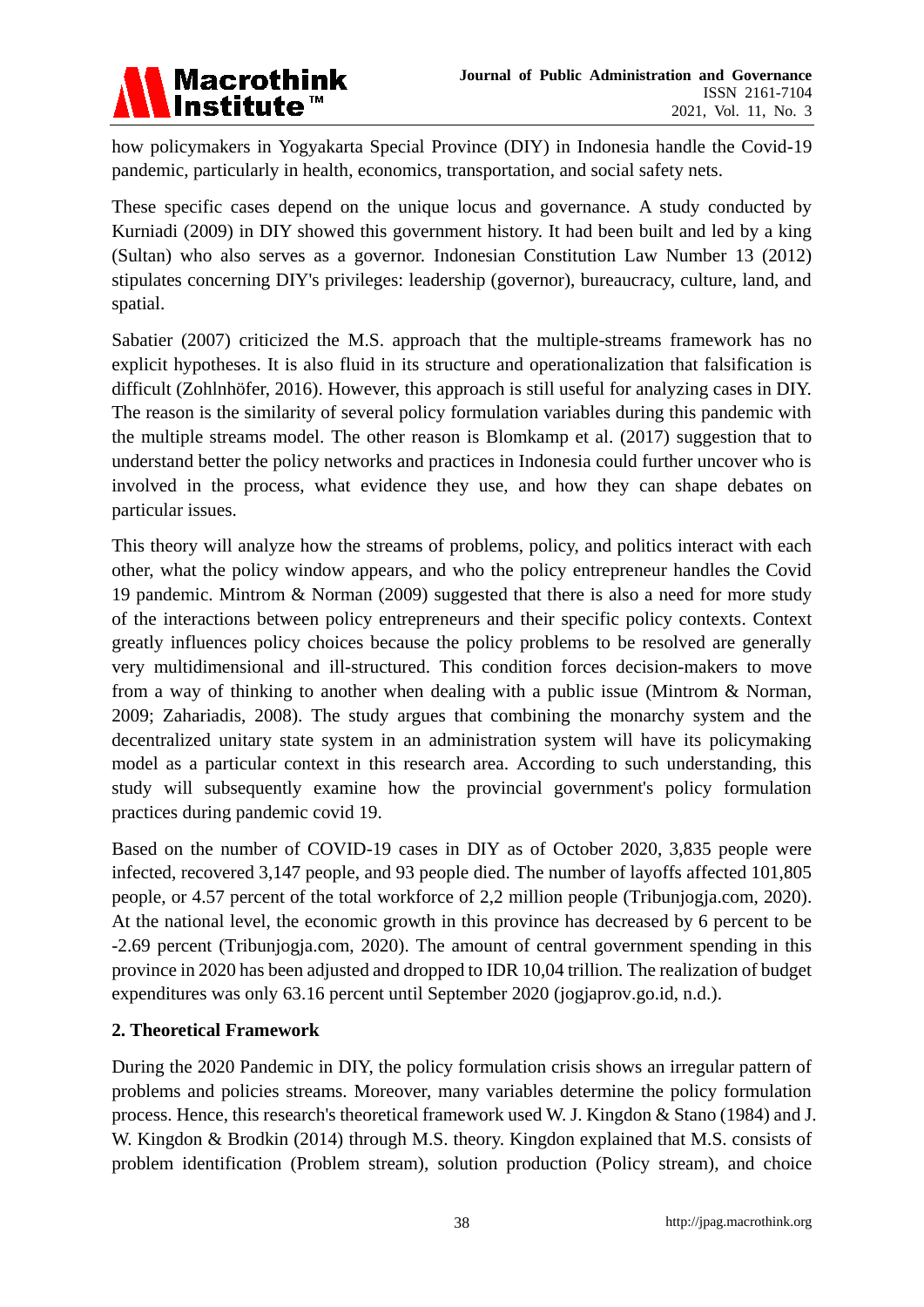how policymakers in Yogyakarta Special Province (DIY) in Indonesia handle the Covid-19 pandemic, particularly in health, economics, transportation, and social safety nets.

These specific cases depend on the unique locus and governance. A study conducted by Kurniadi (2009) in DIY showed this government history. It had been built and led by a king (Sultan) who also serves as a governor. Indonesian Constitution Law Number 13 (2012) stipulates concerning DIY's privileges: leadership (governor), bureaucracy, culture, land, and spatial.

Sabatier (2007) criticized the M.S. approach that the multiple-streams framework has no explicit hypotheses. It is also fluid in its structure and operationalization that falsification is difficult (Zohlnhöfer, 2016). However, this approach is still useful for analyzing cases in DIY. The reason is the similarity of several policy formulation variables during this pandemic with the multiple streams model. The other reason is Blomkamp et al. (2017) suggestion that to understand better the policy networks and practices in Indonesia could further uncover who is involved in the process, what evidence they use, and how they can shape debates on particular issues.

This theory will analyze how the streams of problems, policy, and politics interact with each other, what the policy window appears, and who the policy entrepreneur handles the Covid 19 pandemic. Mintrom & Norman (2009) suggested that there is also a need for more study of the interactions between policy entrepreneurs and their specific policy contexts. Context greatly influences policy choices because the policy problems to be resolved are generally very multidimensional and ill-structured. This condition forces decision-makers to move from a way of thinking to another when dealing with a public issue (Mintrom & Norman, 2009; Zahariadis, 2008). The study argues that combining the monarchy system and the decentralized unitary state system in an administration system will have its policymaking model as a particular context in this research area. According to such understanding, this study will subsequently examine how the provincial government's policy formulation practices during pandemic covid 19.

Based on the number of COVID-19 cases in DIY as of October 2020, 3,835 people were infected, recovered 3,147 people, and 93 people died. The number of layoffs affected 101,805 people, or 4.57 percent of the total workforce of 2,2 million people (Tribunjogja.com, 2020). At the national level, the economic growth in this province has decreased by 6 percent to be -2.69 percent (Tribunjogja.com, 2020). The amount of central government spending in this province in 2020 has been adjusted and dropped to IDR 10,04 trillion. The realization of budget expenditures was only 63.16 percent until September 2020 (jogjaprov.go.id, n.d.).

## 2. Theoretical Framework

During the 2020 Pandemic in DIY, the policy formulation crisis shows an irregular pattern of problems and policies streams. Moreover, many variables determine the policy formulation process. Hence, this research's theoretical framework used W. J. Kingdon & Stano (1984) and J. W. Kingdon & Brodkin (2014) through M.S. theory. Kingdon explained that M.S. consists of problem identification (Problem stream), solution production (Policy stream), and choice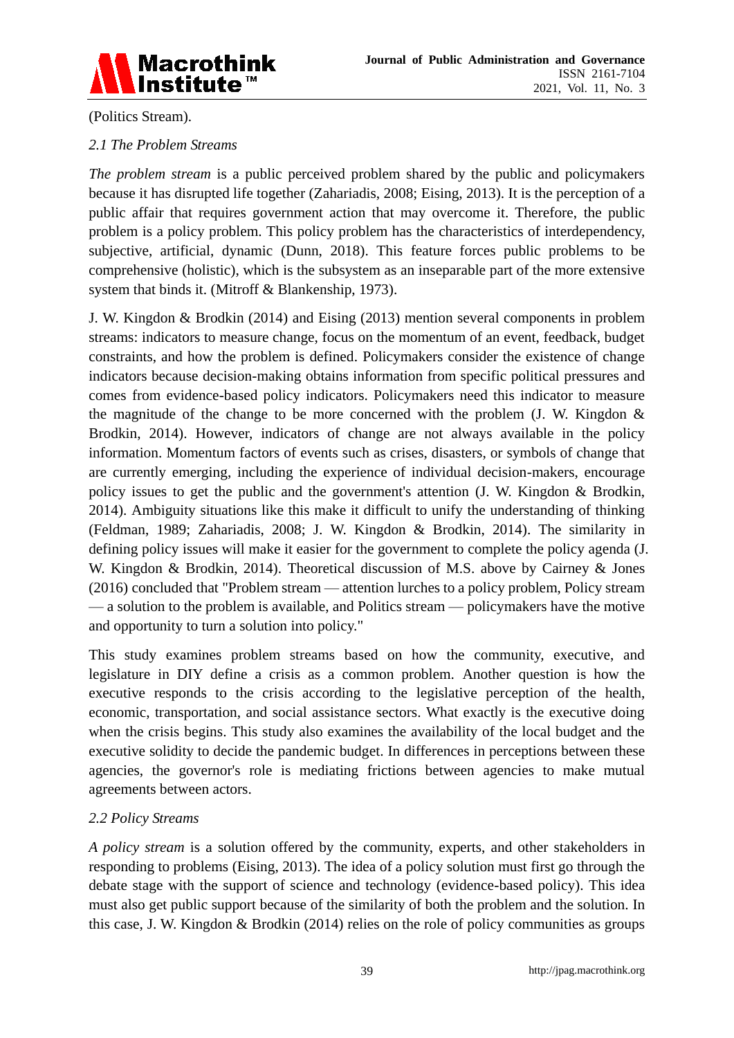(Politics Stream).

### *2.1 The Problem Streams*

*The problem stream* is a public perceived problem shared by the public and policymakers because it has disrupted life together (Zahariadis, 2008; Eising, 2013). It is the perception of a public affair that requires government action that may overcome it. Therefore, the public problem is a policy problem. This policy problem has the characteristics of interdependency, subjective, artificial, dynamic (Dunn, 2018). This feature forces public problems to be comprehensive (holistic), which is the subsystem as an inseparable part of the more extensive system that binds it. (Mitroff & Blankenship, 1973).

J. W. Kingdon & Brodkin (2014) and Eising (2013) mention several components in problem streams: indicators to measure change, focus on the momentum of an event, feedback, budget constraints, and how the problem is defined. Policymakers consider the existence of change indicators because decision-making obtains information from specific political pressures and comes from evidence-based policy indicators. Policymakers need this indicator to measure the magnitude of the change to be more concerned with the problem (J. W. Kingdon & Brodkin, 2014). However, indicators of change are not always available in the policy information. Momentum factors of events such as crises, disasters, or symbols of change that are currently emerging, including the experience of individual decision-makers, encourage policy issues to get the public and the government's attention (J. W. Kingdon & Brodkin, 2014). Ambiguity situations like this make it difficult to unify the understanding of thinking (Feldman, 1989; Zahariadis, 2008; J. W. Kingdon & Brodkin, 2014). The similarity in defining policy issues will make it easier for the government to complete the policy agenda (J. W. Kingdon & Brodkin, 2014). Theoretical discussion of M.S. above by Cairney & Jones (2016) concluded that "Problem stream — attention lurches to a policy problem, Policy stream — a solution to the problem is available, and Politics stream — policymakers have the motive and opportunity to turn a solution into policy."

This study examines problem streams based on how the community, executive, and legislature in DIY define a crisis as a common problem. Another question is how the executive responds to the crisis according to the legislative perception of the health, economic, transportation, and social assistance sectors. What exactly is the executive doing when the crisis begins. This study also examines the availability of the local budget and the executive solidity to decide the pandemic budget. In differences in perceptions between these agencies, the governor's role is mediating frictions between agencies to make mutual agreements between actors.

### *2.2 Policy Streams*

*A policy stream* is a solution offered by the community, experts, and other stakeholders in responding to problems (Eising, 2013). The idea of a policy solution must first go through the debate stage with the support of science and technology (evidence-based policy). This idea must also get public support because of the similarity of both the problem and the solution. In this case, J. W. Kingdon & Brodkin (2014) relies on the role of policy communities as groups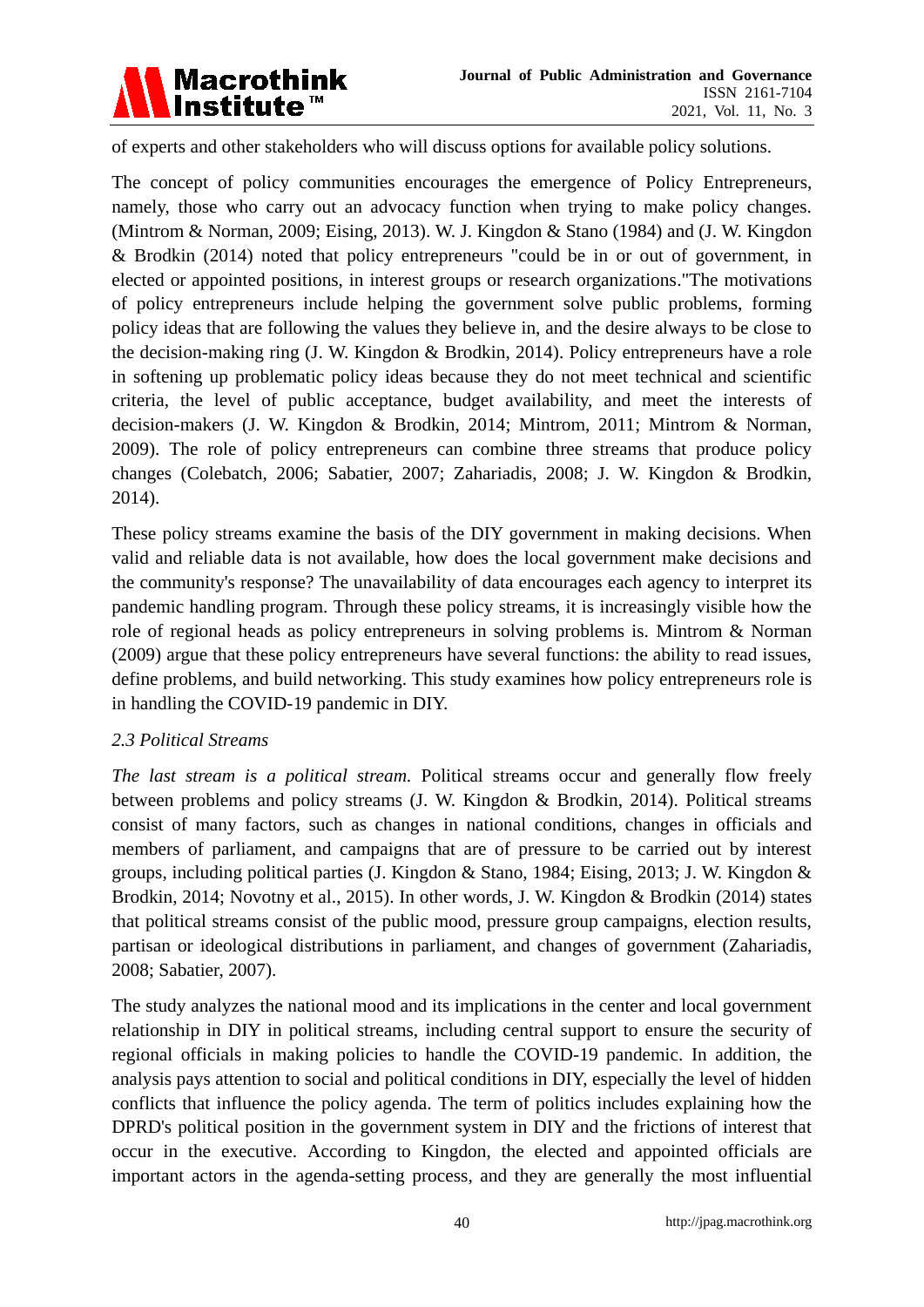of experts and other stakeholders who will discuss options for available policy solutions.

The concept of policy communities encourages the emergence of Policy Entrepreneurs, namely, those who carry out an advocacy function when trying to make policy changes. (Mintrom & Norman, 2009; Eising, 2013). W. J. Kingdon & Stano (1984) and (J. W. Kingdon & Brodkin (2014) noted that policy entrepreneurs "could be in or out of government, in elected or appointed positions, in interest groups or research organizations."The motivations of policy entrepreneurs include helping the government solve public problems, forming policy ideas that are following the values they believe in, and the desire always to be close to the decision-making ring (J. W. Kingdon & Brodkin, 2014). Policy entrepreneurs have a role in softening up problematic policy ideas because they do not meet technical and scientific criteria, the level of public acceptance, budget availability, and meet the interests of decision-makers (J. W. Kingdon & Brodkin, 2014; Mintrom, 2011; Mintrom & Norman, 2009). The role of policy entrepreneurs can combine three streams that produce policy changes (Colebatch, 2006; Sabatier, 2007; Zahariadis, 2008; J. W. Kingdon & Brodkin, 2014).

These policy streams examine the basis of the DIY government in making decisions. When valid and reliable data is not available, how does the local government make decisions and the community's response? The unavailability of data encourages each agency to interpret its pandemic handling program. Through these policy streams, it is increasingly visible how the role of regional heads as policy entrepreneurs in solving problems is. Mintrom & Norman (2009) argue that these policy entrepreneurs have several functions: the ability to read issues, define problems, and build networking. This study examines how policy entrepreneurs role is in handling the COVID-19 pandemic in DIY.

### *2.3 Political Streams*

*The last stream is a political stream.* Political streams occur and generally flow freely between problems and policy streams (J. W. Kingdon & Brodkin, 2014). Political streams consist of many factors, such as changes in national conditions, changes in officials and members of parliament, and campaigns that are of pressure to be carried out by interest groups, including political parties (J. Kingdon & Stano, 1984; Eising, 2013; J. W. Kingdon & Brodkin, 2014; Novotny et al., 2015). In other words, J. W. Kingdon & Brodkin (2014) states that political streams consist of the public mood, pressure group campaigns, election results, partisan or ideological distributions in parliament, and changes of government (Zahariadis, 2008; Sabatier, 2007).

The study analyzes the national mood and its implications in the center and local government relationship in DIY in political streams, including central support to ensure the security of regional officials in making policies to handle the COVID-19 pandemic. In addition, the analysis pays attention to social and political conditions in DIY, especially the level of hidden conflicts that influence the policy agenda. The term of politics includes explaining how the DPRD's political position in the government system in DIY and the frictions of interest that occur in the executive. According to Kingdon, the elected and appointed officials are important actors in the agenda-setting process, and they are generally the most influential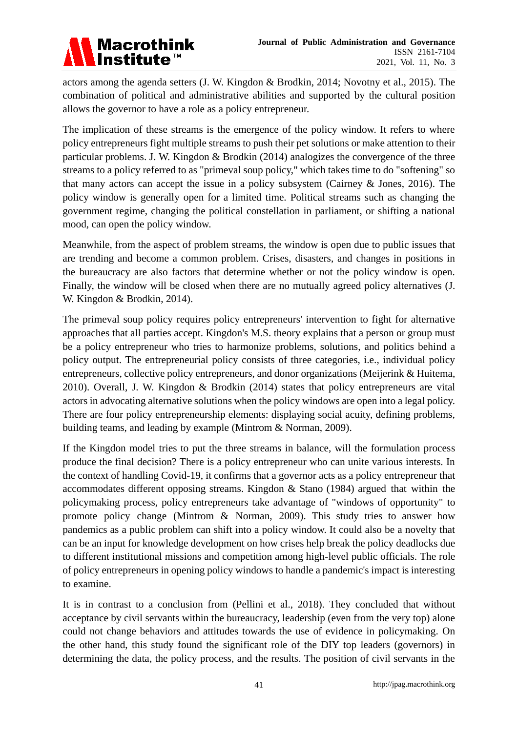actors among the agenda setters (J. W. Kingdon & Brodkin, 2014; Novotny et al., 2015). The combination of political and administrative abilities and supported by the cultural position allows the governor to have a role as a policy entrepreneur.

The implication of these streams is the emergence of the policy window. It refers to where policy entrepreneurs fight multiple streams to push their pet solutions or make attention to their particular problems. J. W. Kingdon & Brodkin (2014) analogizes the convergence of the three streams to a policy referred to as "primeval soup policy," which takes time to do "softening" so that many actors can accept the issue in a policy subsystem (Cairney & Jones, 2016). The policy window is generally open for a limited time. Political streams such as changing the government regime, changing the political constellation in parliament, or shifting a national mood, can open the policy window.

Meanwhile, from the aspect of problem streams, the window is open due to public issues that are trending and become a common problem. Crises, disasters, and changes in positions in the bureaucracy are also factors that determine whether or not the policy window is open. Finally, the window will be closed when there are no mutually agreed policy alternatives (J. W. Kingdon & Brodkin, 2014).

The primeval soup policy requires policy entrepreneurs' intervention to fight for alternative approaches that all parties accept. Kingdon's M.S. theory explains that a person or group must be a policy entrepreneur who tries to harmonize problems, solutions, and politics behind a policy output. The entrepreneurial policy consists of three categories, i.e., individual policy entrepreneurs, collective policy entrepreneurs, and donor organizations (Meijerink & Huitema, 2010). Overall, J. W. Kingdon & Brodkin (2014) states that policy entrepreneurs are vital actors in advocating alternative solutions when the policy windows are open into a legal policy. There are four policy entrepreneurship elements: displaying social acuity, defining problems, building teams, and leading by example (Mintrom & Norman, 2009).

If the Kingdon model tries to put the three streams in balance, will the formulation process produce the final decision? There is a policy entrepreneur who can unite various interests. In the context of handling Covid-19, it confirms that a governor acts as a policy entrepreneur that accommodates different opposing streams. Kingdon & Stano (1984) argued that within the policymaking process, policy entrepreneurs take advantage of "windows of opportunity" to promote policy change (Mintrom & Norman, 2009). This study tries to answer how pandemics as a public problem can shift into a policy window. It could also be a novelty that can be an input for knowledge development on how crises help break the policy deadlocks due to different institutional missions and competition among high-level public officials. The role of policy entrepreneurs in opening policy windows to handle a pandemic's impact is interesting to examine.

It is in contrast to a conclusion from (Pellini et al., 2018). They concluded that without acceptance by civil servants within the bureaucracy, leadership (even from the very top) alone could not change behaviors and attitudes towards the use of evidence in policymaking. On the other hand, this study found the significant role of the DIY top leaders (governors) in determining the data, the policy process, and the results. The position of civil servants in the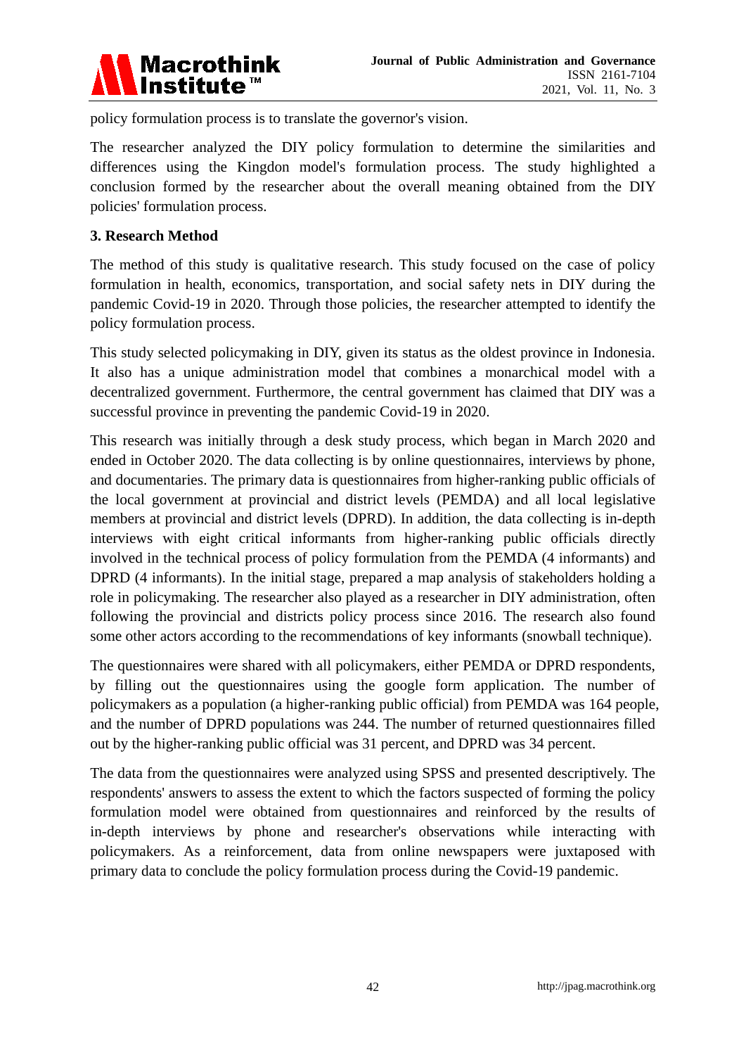policy formulation process is to translate the governor's vision.

The researcher analyzed the DIY policy formulation to determine the similarities and differences using the Kingdon model's formulation process. The study highlighted a conclusion formed by the researcher about the overall meaning obtained from the DIY policies' formulation process.

## 3. Research Method

The method of this study is qualitative research. This study focused on the case of policy formulation in health, economics, transportation, and social safety nets in DIY during the pandemic Covid-19 in 2020. Through those policies, the researcher attempted to identify the policy formulation process.

This study selected policymaking in DIY, given its status as the oldest province in Indonesia. It also has a unique administration model that combines a monarchical model with a decentralized government. Furthermore, the central government has claimed that DIY was a successful province in preventing the pandemic Covid-19 in 2020.

This research was initially through a desk study process, which began in March 2020 and ended in October 2020. The data collecting is by online questionnaires, interviews by phone, and documentaries. The primary data is questionnaires from higher-ranking public officials of the local government at provincial and district levels (PEMDA) and all local legislative members at provincial and district levels (DPRD). In addition, the data collecting is in-depth interviews with eight critical informants from higher-ranking public officials directly involved in the technical process of policy formulation from the PEMDA (4 informants) and DPRD (4 informants). In the initial stage, prepared a map analysis of stakeholders holding a role in policymaking. The researcher also played as a researcher in DIY administration, often following the provincial and districts policy process since 2016. The research also found some other actors according to the recommendations of key informants (snowball technique).

The questionnaires were shared with all policymakers, either PEMDA or DPRD respondents, by filling out the questionnaires using the google form application. The number of policymakers as a population (a higher-ranking public official) from PEMDA was 164 people, and the number of DPRD populations was 244. The number of returned questionnaires filled out by the higher-ranking public official was 31 percent, and DPRD was 34 percent.

The data from the questionnaires were analyzed using SPSS and presented descriptively. The respondents' answers to assess the extent to which the factors suspected of forming the policy formulation model were obtained from questionnaires and reinforced by the results of in-depth interviews by phone and researcher's observations while interacting with policymakers. As a reinforcement, data from online newspapers were juxtaposed with primary data to conclude the policy formulation process during the Covid-19 pandemic.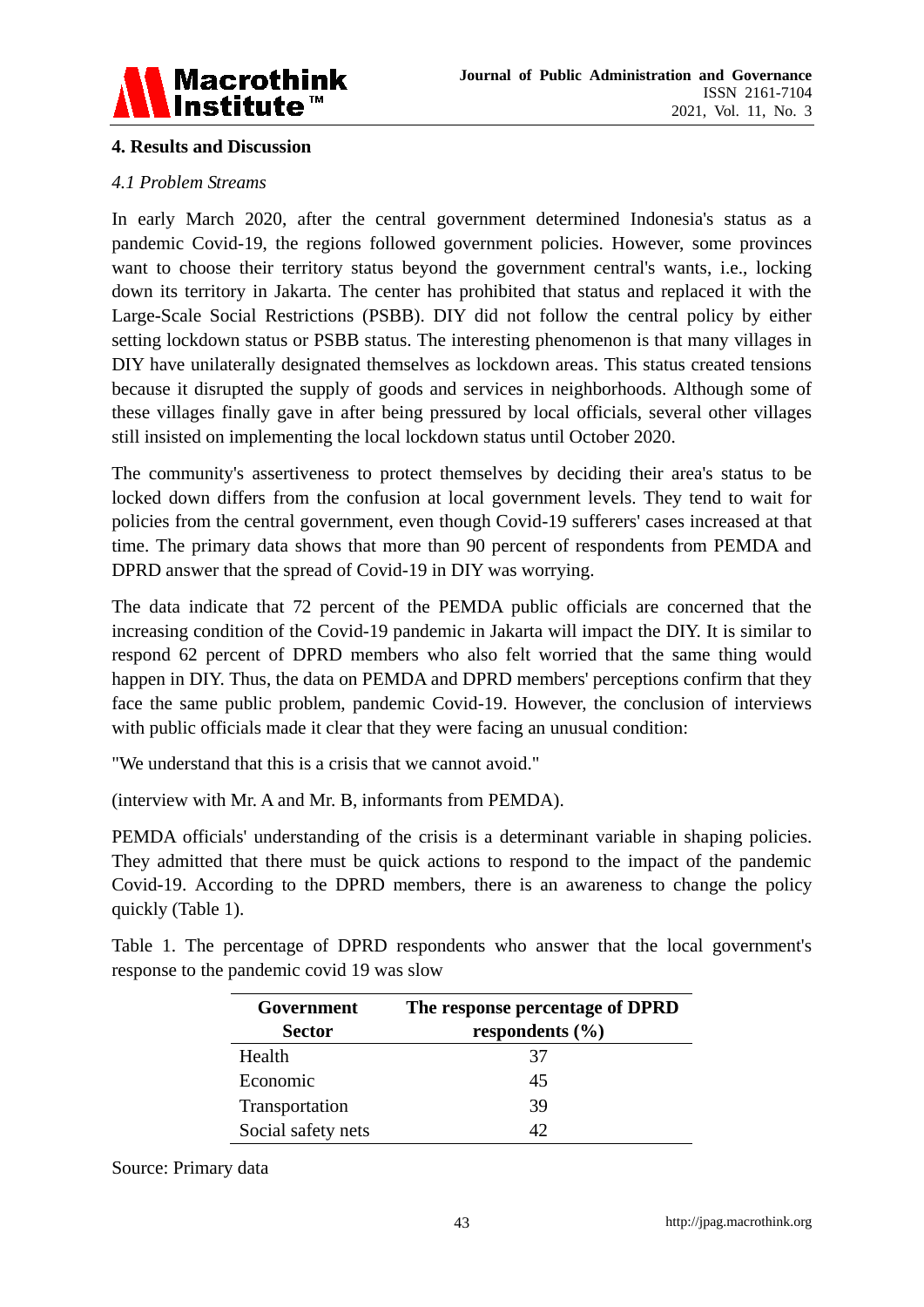## 4. Results and Discussion

### *4.1 Problem Streams*

In early March 2020, after the central government determined Indonesia's status as a pandemic Covid-19, the regions followed government policies. However, some provinces want to choose their territory status beyond the government central's wants, i.e., locking down its territory in Jakarta. The center has prohibited that status and replaced it with the Large-Scale Social Restrictions (PSBB). DIY did not follow the central policy by either setting lockdown status or PSBB status. The interesting phenomenon is that many villages in DIY have unilaterally designated themselves as lockdown areas. This status created tensions because it disrupted the supply of goods and services in neighborhoods. Although some of these villages finally gave in after being pressured by local officials, several other villages still insisted on implementing the local lockdown status until October 2020.

The community's assertiveness to protect themselves by deciding their area's status to be locked down differs from the confusion at local government levels. They tend to wait for policies from the central government, even though Covid-19 sufferers' cases increased at that time. The primary data shows that more than 90 percent of respondents from PEMDA and DPRD answer that the spread of Covid-19 in DIY was worrying.

The data indicate that 72 percent of the PEMDA public officials are concerned that the increasing condition of the Covid-19 pandemic in Jakarta will impact the DIY. It is similar to respond 62 percent of DPRD members who also felt worried that the same thing would happen in DIY. Thus, the data on PEMDA and DPRD members' perceptions confirm that they face the same public problem, pandemic Covid-19. However, the conclusion of interviews with public officials made it clear that they were facing an unusual condition:

"We understand that this is a crisis that we cannot avoid."

(interview with Mr. A and Mr. B, informants from PEMDA).

PEMDA officials' understanding of the crisis is a determinant variable in shaping policies. They admitted that there must be quick actions to respond to the impact of the pandemic Covid-19. According to the DPRD members, there is an awareness to change the policy quickly (Table 1).

Table 1. The percentage of DPRD respondents who answer that the local government's response to the pandemic covid 19 was slow

| Government Sector | The response percentage of DPRD respondents (%) |
|---|---|
| Health | 37 |
| Economic | 45 |
| Transportation | 39 |
| Social safety nets | 42 |

Source: Primary data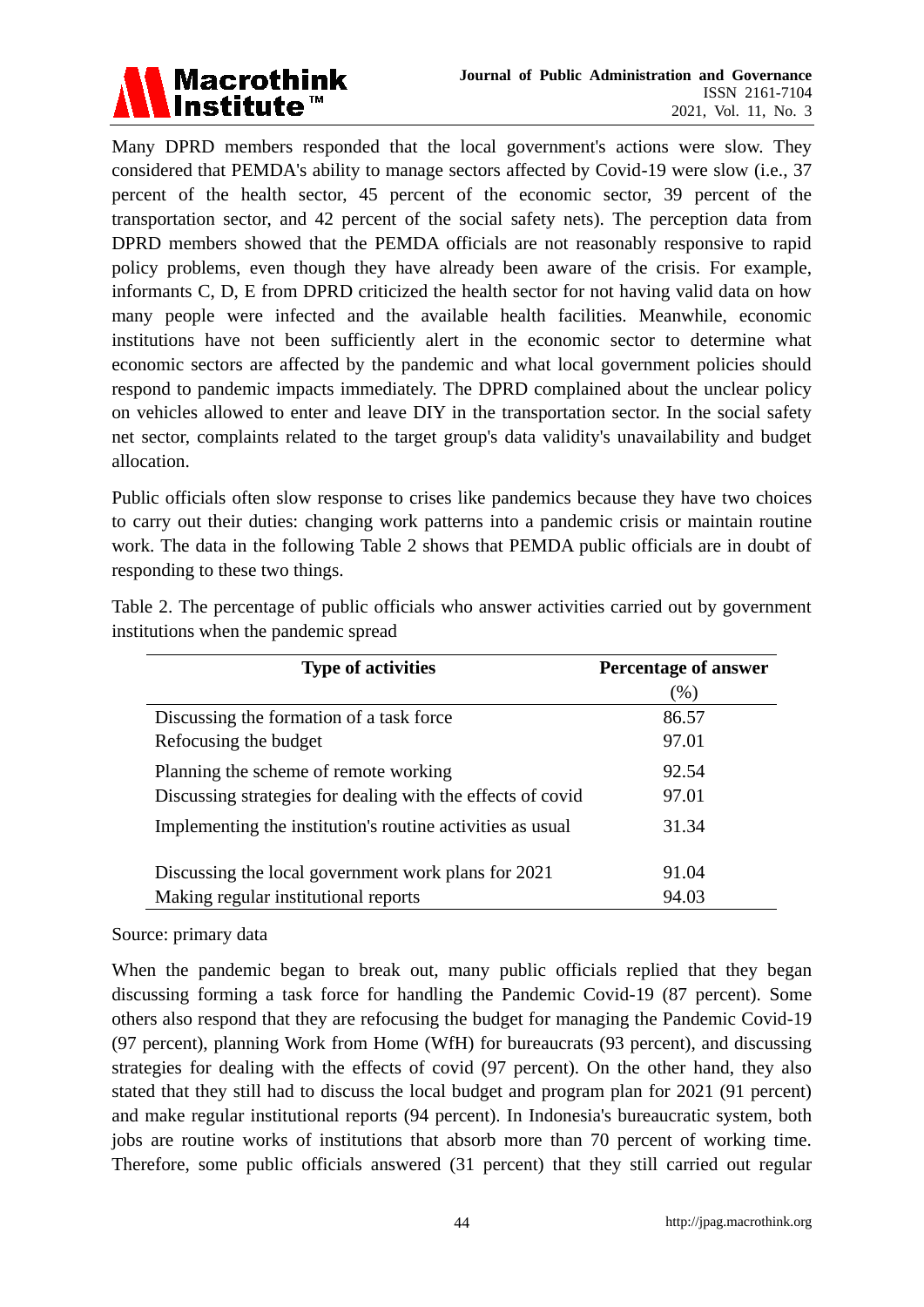Many DPRD members responded that the local government's actions were slow. They considered that PEMDA's ability to manage sectors affected by Covid-19 were slow (i.e., 37 percent of the health sector, 45 percent of the economic sector, 39 percent of the transportation sector, and 42 percent of the social safety nets). The perception data from DPRD members showed that the PEMDA officials are not reasonably responsive to rapid policy problems, even though they have already been aware of the crisis. For example, informants C, D, E from DPRD criticized the health sector for not having valid data on how many people were infected and the available health facilities. Meanwhile, economic institutions have not been sufficiently alert in the economic sector to determine what economic sectors are affected by the pandemic and what local government policies should respond to pandemic impacts immediately. The DPRD complained about the unclear policy on vehicles allowed to enter and leave DIY in the transportation sector. In the social safety net sector, complaints related to the target group's data validity's unavailability and budget allocation.

Public officials often slow response to crises like pandemics because they have two choices to carry out their duties: changing work patterns into a pandemic crisis or maintain routine work. The data in the following Table 2 shows that PEMDA public officials are in doubt of responding to these two things.

Table 2. The percentage of public officials who answer activities carried out by government institutions when the pandemic spread

| Type of activities | Percentage of answer (%) |
|---|---|
| Discussing the formation of a task force | 86.57 |
| Refocusing the budget | 97.01 |
| Planning the scheme of remote working | 92.54 |
| Discussing strategies for dealing with the effects of covid | 97.01 |
| Implementing the institution's routine activities as usual | 31.34 |
| Discussing the local government work plans for 2021 | 91.04 |
| Making regular institutional reports | 94.03 |

Source: primary data

When the pandemic began to break out, many public officials replied that they began discussing forming a task force for handling the Pandemic Covid-19 (87 percent). Some others also respond that they are refocusing the budget for managing the Pandemic Covid-19 (97 percent), planning Work from Home (WfH) for bureaucrats (93 percent), and discussing strategies for dealing with the effects of covid (97 percent). On the other hand, they also stated that they still had to discuss the local budget and program plan for 2021 (91 percent) and make regular institutional reports (94 percent). In Indonesia's bureaucratic system, both jobs are routine works of institutions that absorb more than 70 percent of working time. Therefore, some public officials answered (31 percent) that they still carried out regular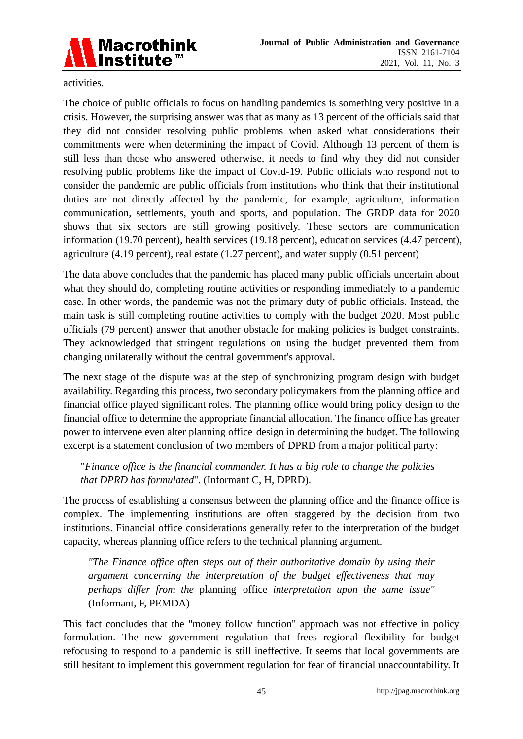activities.

The choice of public officials to focus on handling pandemics is something very positive in a crisis. However, the surprising answer was that as many as 13 percent of the officials said that they did not consider resolving public problems when asked what considerations their commitments were when determining the impact of Covid. Although 13 percent of them is still less than those who answered otherwise, it needs to find why they did not consider resolving public problems like the impact of Covid-19. Public officials who respond not to consider the pandemic are public officials from institutions who think that their institutional duties are not directly affected by the pandemic, for example, agriculture, information communication, settlements, youth and sports, and population. The GRDP data for 2020 shows that six sectors are still growing positively. These sectors are communication information (19.70 percent), health services (19.18 percent), education services (4.47 percent), agriculture (4.19 percent), real estate (1.27 percent), and water supply (0.51 percent)

The data above concludes that the pandemic has placed many public officials uncertain about what they should do, completing routine activities or responding immediately to a pandemic case. In other words, the pandemic was not the primary duty of public officials. Instead, the main task is still completing routine activities to comply with the budget 2020. Most public officials (79 percent) answer that another obstacle for making policies is budget constraints. They acknowledged that stringent regulations on using the budget prevented them from changing unilaterally without the central government's approval.

The next stage of the dispute was at the step of synchronizing program design with budget availability. Regarding this process, two secondary policymakers from the planning office and financial office played significant roles. The planning office would bring policy design to the financial office to determine the appropriate financial allocation. The finance office has greater power to intervene even alter planning office design in determining the budget. The following excerpt is a statement conclusion of two members of DPRD from a major political party:

> "*Finance office is the financial commander. It has a big role to change the policies that DPRD has formulated*". (Informant C, H, DPRD).

The process of establishing a consensus between the planning office and the finance office is complex. The implementing institutions are often staggered by the decision from two institutions. Financial office considerations generally refer to the interpretation of the budget capacity, whereas planning office refers to the technical planning argument.

> *"The Finance office often steps out of their authoritative domain by using their argument concerning the interpretation of the budget effectiveness that may perhaps differ from the* planning office *interpretation upon the same issue"* (Informant, F, PEMDA)

This fact concludes that the "money follow function" approach was not effective in policy formulation. The new government regulation that frees regional flexibility for budget refocusing to respond to a pandemic is still ineffective. It seems that local governments are still hesitant to implement this government regulation for fear of financial unaccountability. It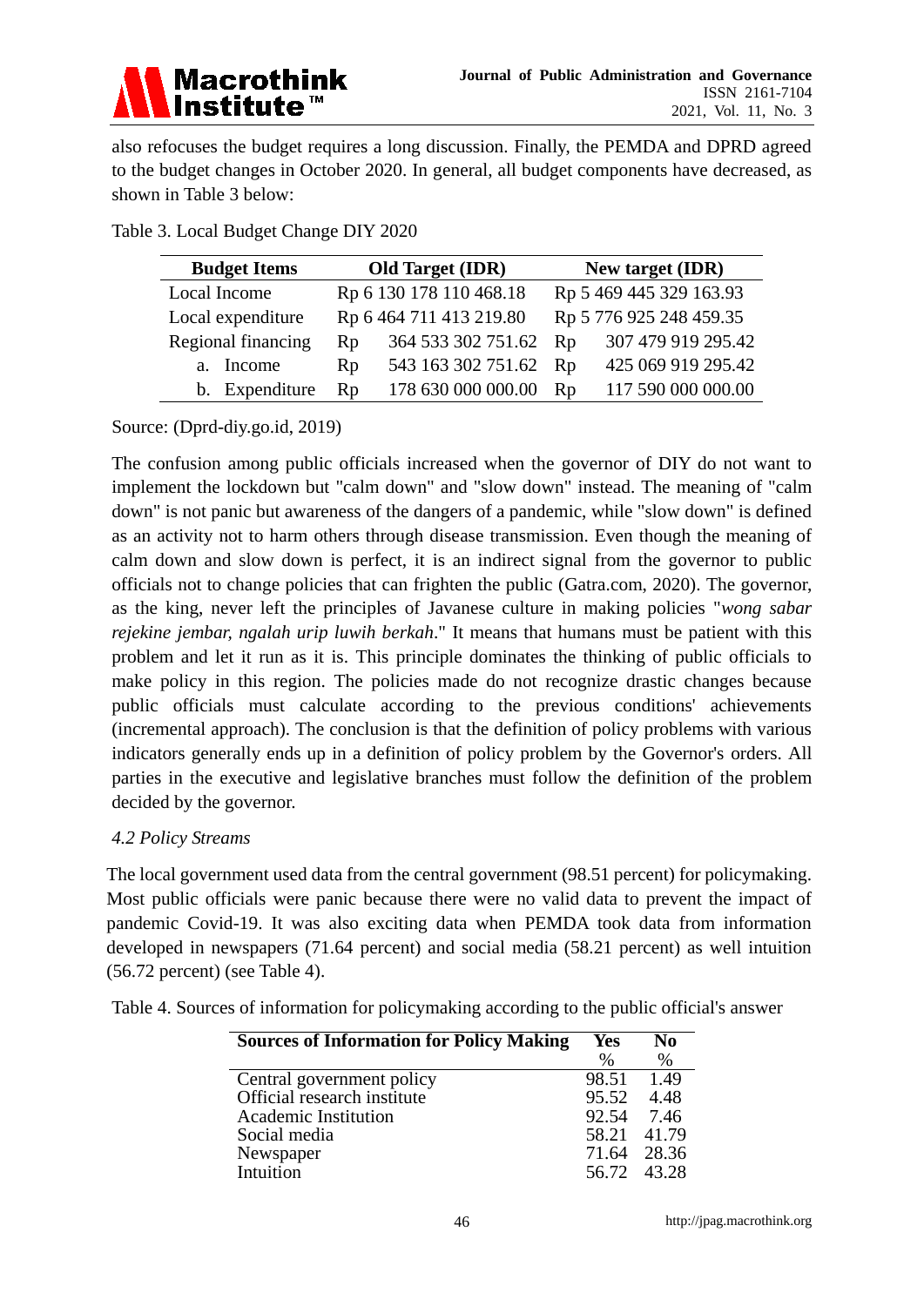also refocuses the budget requires a long discussion. Finally, the PEMDA and DPRD agreed to the budget changes in October 2020. In general, all budget components have decreased, as shown in Table 3 below:

Table 3. Local Budget Change DIY 2020

| Budget Items | Old Target (IDR) | New target (IDR) |
|---|---|---|
| Local Income | Rp 6 130 178 110 468.18 | Rp 5 469 445 329 163.93 |
| Local expenditure | Rp 6 464 711 413 219.80 | Rp 5 776 925 248 459.35 |
| Regional financing | Rp 364 533 302 751.62 | Rp 307 479 919 295.42 |
| a. Income | Rp 543 163 302 751.62 | Rp 425 069 919 295.42 |
| b. Expenditure | Rp 178 630 000 000.00 | Rp 117 590 000 000.00 |

Source: (Dprd-diy.go.id, 2019)

The confusion among public officials increased when the governor of DIY do not want to implement the lockdown but "calm down" and "slow down" instead. The meaning of "calm down" is not panic but awareness of the dangers of a pandemic, while "slow down" is defined as an activity not to harm others through disease transmission. Even though the meaning of calm down and slow down is perfect, it is an indirect signal from the governor to public officials not to change policies that can frighten the public (Gatra.com, 2020). The governor, as the king, never left the principles of Javanese culture in making policies "*wong sabar rejekine jembar, ngalah urip luwih berkah*." It means that humans must be patient with this problem and let it run as it is. This principle dominates the thinking of public officials to make policy in this region. The policies made do not recognize drastic changes because public officials must calculate according to the previous conditions' achievements (incremental approach). The conclusion is that the definition of policy problems with various indicators generally ends up in a definition of policy problem by the Governor's orders. All parties in the executive and legislative branches must follow the definition of the problem decided by the governor.

### *4.2 Policy Streams*

The local government used data from the central government (98.51 percent) for policymaking. Most public officials were panic because there were no valid data to prevent the impact of pandemic Covid-19. It was also exciting data when PEMDA took data from information developed in newspapers (71.64 percent) and social media (58.21 percent) as well intuition (56.72 percent) (see Table 4).

Table 4. Sources of information for policymaking according to the public official's answer

| Sources of Information for Policy Making | Yes % | No % |
|---|---|---|
| Central government policy | 98.51 | 1.49 |
| Official research institute | 95.52 | 4.48 |
| Academic Institution | 92.54 | 7.46 |
| Social media | 58.21 | 41.79 |
| Newspaper | 71.64 | 28.36 |
| Intuition | 56.72 | 43.28 |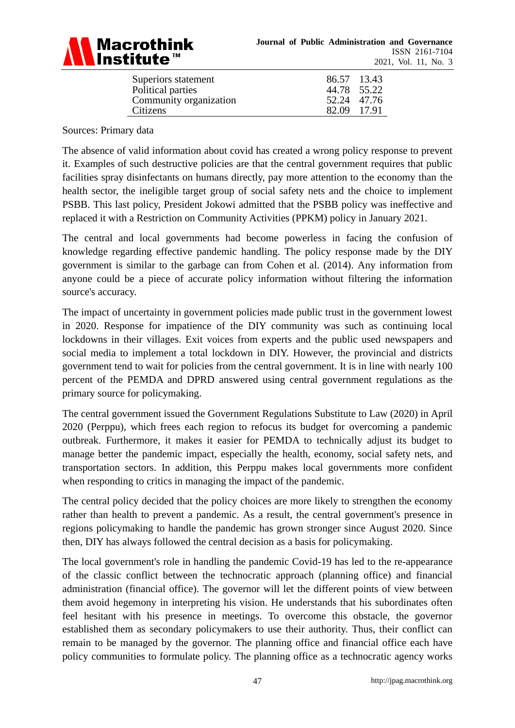| | | |
|---|---|---|
| Superiors statement | 86.57 | 13.43 |
| Political parties | 44.78 | 55.22 |
| Community organization | 52.24 | 47.76 |
| Citizens | 82.09 | 17.91 |

Sources: Primary data

The absence of valid information about covid has created a wrong policy response to prevent it. Examples of such destructive policies are that the central government requires that public facilities spray disinfectants on humans directly, pay more attention to the economy than the health sector, the ineligible target group of social safety nets and the choice to implement PSBB. This last policy, President Jokowi admitted that the PSBB policy was ineffective and replaced it with a Restriction on Community Activities (PPKM) policy in January 2021.

The central and local governments had become powerless in facing the confusion of knowledge regarding effective pandemic handling. The policy response made by the DIY government is similar to the garbage can from Cohen et al. (2014). Any information from anyone could be a piece of accurate policy information without filtering the information source's accuracy.

The impact of uncertainty in government policies made public trust in the government lowest in 2020. Response for impatience of the DIY community was such as continuing local lockdowns in their villages. Exit voices from experts and the public used newspapers and social media to implement a total lockdown in DIY. However, the provincial and districts government tend to wait for policies from the central government. It is in line with nearly 100 percent of the PEMDA and DPRD answered using central government regulations as the primary source for policymaking.

The central government issued the Government Regulations Substitute to Law (2020) in April 2020 (Perppu), which frees each region to refocus its budget for overcoming a pandemic outbreak. Furthermore, it makes it easier for PEMDA to technically adjust its budget to manage better the pandemic impact, especially the health, economy, social safety nets, and transportation sectors. In addition, this Perppu makes local governments more confident when responding to critics in managing the impact of the pandemic.

The central policy decided that the policy choices are more likely to strengthen the economy rather than health to prevent a pandemic. As a result, the central government's presence in regions policymaking to handle the pandemic has grown stronger since August 2020. Since then, DIY has always followed the central decision as a basis for policymaking.

The local government's role in handling the pandemic Covid-19 has led to the re-appearance of the classic conflict between the technocratic approach (planning office) and financial administration (financial office). The governor will let the different points of view between them avoid hegemony in interpreting his vision. He understands that his subordinates often feel hesitant with his presence in meetings. To overcome this obstacle, the governor established them as secondary policymakers to use their authority. Thus, their conflict can remain to be managed by the governor. The planning office and financial office each have policy communities to formulate policy. The planning office as a technocratic agency works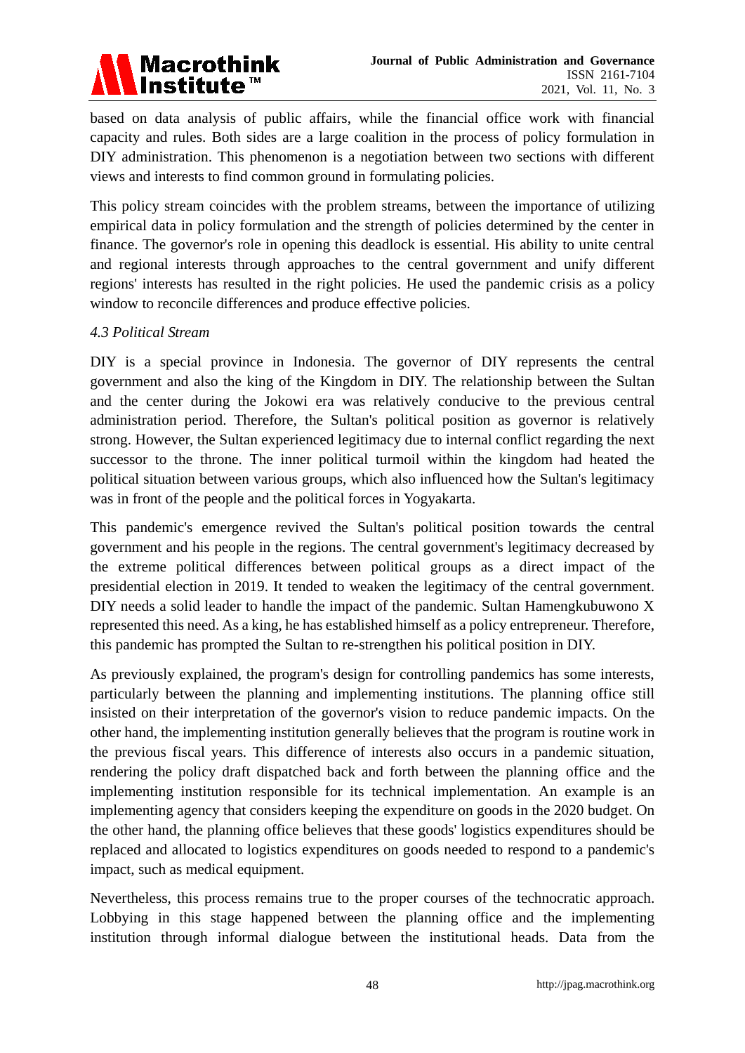based on data analysis of public affairs, while the financial office work with financial capacity and rules. Both sides are a large coalition in the process of policy formulation in DIY administration. This phenomenon is a negotiation between two sections with different views and interests to find common ground in formulating policies.

This policy stream coincides with the problem streams, between the importance of utilizing empirical data in policy formulation and the strength of policies determined by the center in finance. The governor's role in opening this deadlock is essential. His ability to unite central and regional interests through approaches to the central government and unify different regions' interests has resulted in the right policies. He used the pandemic crisis as a policy window to reconcile differences and produce effective policies.

*4.3 Political Stream*

DIY is a special province in Indonesia. The governor of DIY represents the central government and also the king of the Kingdom in DIY. The relationship between the Sultan and the center during the Jokowi era was relatively conducive to the previous central administration period. Therefore, the Sultan's political position as governor is relatively strong. However, the Sultan experienced legitimacy due to internal conflict regarding the next successor to the throne. The inner political turmoil within the kingdom had heated the political situation between various groups, which also influenced how the Sultan's legitimacy was in front of the people and the political forces in Yogyakarta.

This pandemic's emergence revived the Sultan's political position towards the central government and his people in the regions. The central government's legitimacy decreased by the extreme political differences between political groups as a direct impact of the presidential election in 2019. It tended to weaken the legitimacy of the central government. DIY needs a solid leader to handle the impact of the pandemic. Sultan Hamengkubuwono X represented this need. As a king, he has established himself as a policy entrepreneur. Therefore, this pandemic has prompted the Sultan to re-strengthen his political position in DIY.

As previously explained, the program's design for controlling pandemics has some interests, particularly between the planning and implementing institutions. The planning office still insisted on their interpretation of the governor's vision to reduce pandemic impacts. On the other hand, the implementing institution generally believes that the program is routine work in the previous fiscal years. This difference of interests also occurs in a pandemic situation, rendering the policy draft dispatched back and forth between the planning office and the implementing institution responsible for its technical implementation. An example is an implementing agency that considers keeping the expenditure on goods in the 2020 budget. On the other hand, the planning office believes that these goods' logistics expenditures should be replaced and allocated to logistics expenditures on goods needed to respond to a pandemic's impact, such as medical equipment.

Nevertheless, this process remains true to the proper courses of the technocratic approach. Lobbying in this stage happened between the planning office and the implementing institution through informal dialogue between the institutional heads. Data from the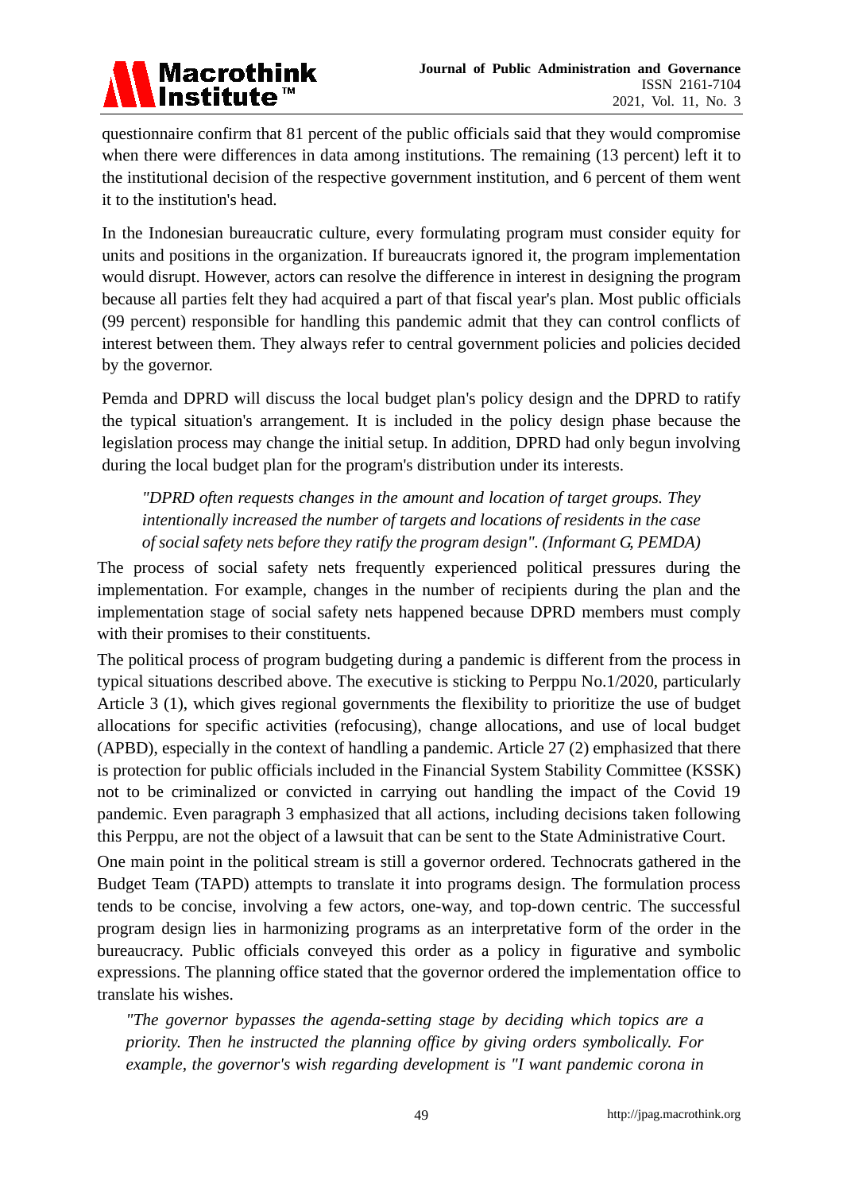questionnaire confirm that 81 percent of the public officials said that they would compromise when there were differences in data among institutions. The remaining (13 percent) left it to the institutional decision of the respective government institution, and 6 percent of them went it to the institution's head.

In the Indonesian bureaucratic culture, every formulating program must consider equity for units and positions in the organization. If bureaucrats ignored it, the program implementation would disrupt. However, actors can resolve the difference in interest in designing the program because all parties felt they had acquired a part of that fiscal year's plan. Most public officials (99 percent) responsible for handling this pandemic admit that they can control conflicts of interest between them. They always refer to central government policies and policies decided by the governor.

Pemda and DPRD will discuss the local budget plan's policy design and the DPRD to ratify the typical situation's arrangement. It is included in the policy design phase because the legislation process may change the initial setup. In addition, DPRD had only begun involving during the local budget plan for the program's distribution under its interests.

> *"DPRD often requests changes in the amount and location of target groups. They intentionally increased the number of targets and locations of residents in the case of social safety nets before they ratify the program design". (Informant G, PEMDA)*

The process of social safety nets frequently experienced political pressures during the implementation. For example, changes in the number of recipients during the plan and the implementation stage of social safety nets happened because DPRD members must comply with their promises to their constituents.

The political process of program budgeting during a pandemic is different from the process in typical situations described above. The executive is sticking to Perppu No.1/2020, particularly Article 3 (1), which gives regional governments the flexibility to prioritize the use of budget allocations for specific activities (refocusing), change allocations, and use of local budget (APBD), especially in the context of handling a pandemic. Article 27 (2) emphasized that there is protection for public officials included in the Financial System Stability Committee (KSSK) not to be criminalized or convicted in carrying out handling the impact of the Covid 19 pandemic. Even paragraph 3 emphasized that all actions, including decisions taken following this Perppu, are not the object of a lawsuit that can be sent to the State Administrative Court.

One main point in the political stream is still a governor ordered. Technocrats gathered in the Budget Team (TAPD) attempts to translate it into programs design. The formulation process tends to be concise, involving a few actors, one-way, and top-down centric. The successful program design lies in harmonizing programs as an interpretative form of the order in the bureaucracy. Public officials conveyed this order as a policy in figurative and symbolic expressions. The planning office stated that the governor ordered the implementation office to translate his wishes.

> *"The governor bypasses the agenda-setting stage by deciding which topics are a priority. Then he instructed the planning office by giving orders symbolically. For example, the governor's wish regarding development is "I want pandemic corona in*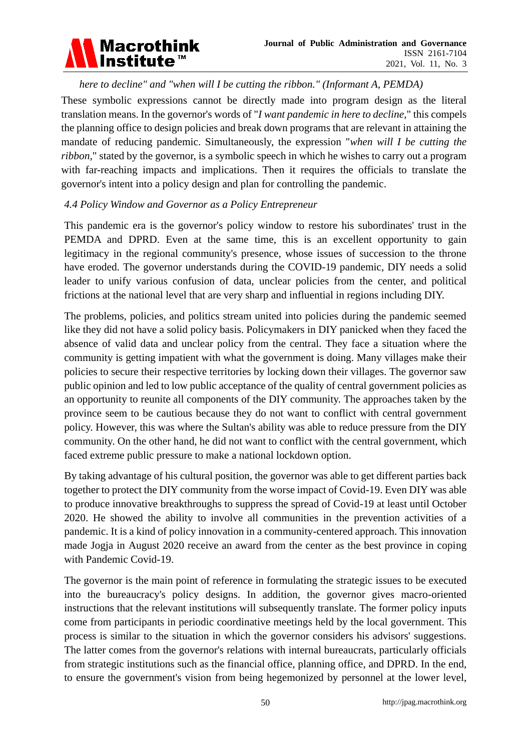*here to decline" and "when will I be cutting the ribbon." (Informant A, PEMDA)*

These symbolic expressions cannot be directly made into program design as the literal translation means. In the governor's words of "*I want pandemic in here to decline*," this compels the planning office to design policies and break down programs that are relevant in attaining the mandate of reducing pandemic. Simultaneously, the expression "*when will I be cutting the ribbon*," stated by the governor, is a symbolic speech in which he wishes to carry out a program with far-reaching impacts and implications. Then it requires the officials to translate the governor's intent into a policy design and plan for controlling the pandemic.

### *4.4 Policy Window and Governor as a Policy Entrepreneur*

This pandemic era is the governor's policy window to restore his subordinates' trust in the PEMDA and DPRD. Even at the same time, this is an excellent opportunity to gain legitimacy in the regional community's presence, whose issues of succession to the throne have eroded. The governor understands during the COVID-19 pandemic, DIY needs a solid leader to unify various confusion of data, unclear policies from the center, and political frictions at the national level that are very sharp and influential in regions including DIY.

The problems, policies, and politics stream united into policies during the pandemic seemed like they did not have a solid policy basis. Policymakers in DIY panicked when they faced the absence of valid data and unclear policy from the central. They face a situation where the community is getting impatient with what the government is doing. Many villages make their policies to secure their respective territories by locking down their villages. The governor saw public opinion and led to low public acceptance of the quality of central government policies as an opportunity to reunite all components of the DIY community. The approaches taken by the province seem to be cautious because they do not want to conflict with central government policy. However, this was where the Sultan's ability was able to reduce pressure from the DIY community. On the other hand, he did not want to conflict with the central government, which faced extreme public pressure to make a national lockdown option.

By taking advantage of his cultural position, the governor was able to get different parties back together to protect the DIY community from the worse impact of Covid-19. Even DIY was able to produce innovative breakthroughs to suppress the spread of Covid-19 at least until October 2020. He showed the ability to involve all communities in the prevention activities of a pandemic. It is a kind of policy innovation in a community-centered approach. This innovation made Jogja in August 2020 receive an award from the center as the best province in coping with Pandemic Covid-19.

The governor is the main point of reference in formulating the strategic issues to be executed into the bureaucracy's policy designs. In addition, the governor gives macro-oriented instructions that the relevant institutions will subsequently translate. The former policy inputs come from participants in periodic coordinative meetings held by the local government. This process is similar to the situation in which the governor considers his advisors' suggestions. The latter comes from the governor's relations with internal bureaucrats, particularly officials from strategic institutions such as the financial office, planning office, and DPRD. In the end, to ensure the government's vision from being hegemonized by personnel at the lower level,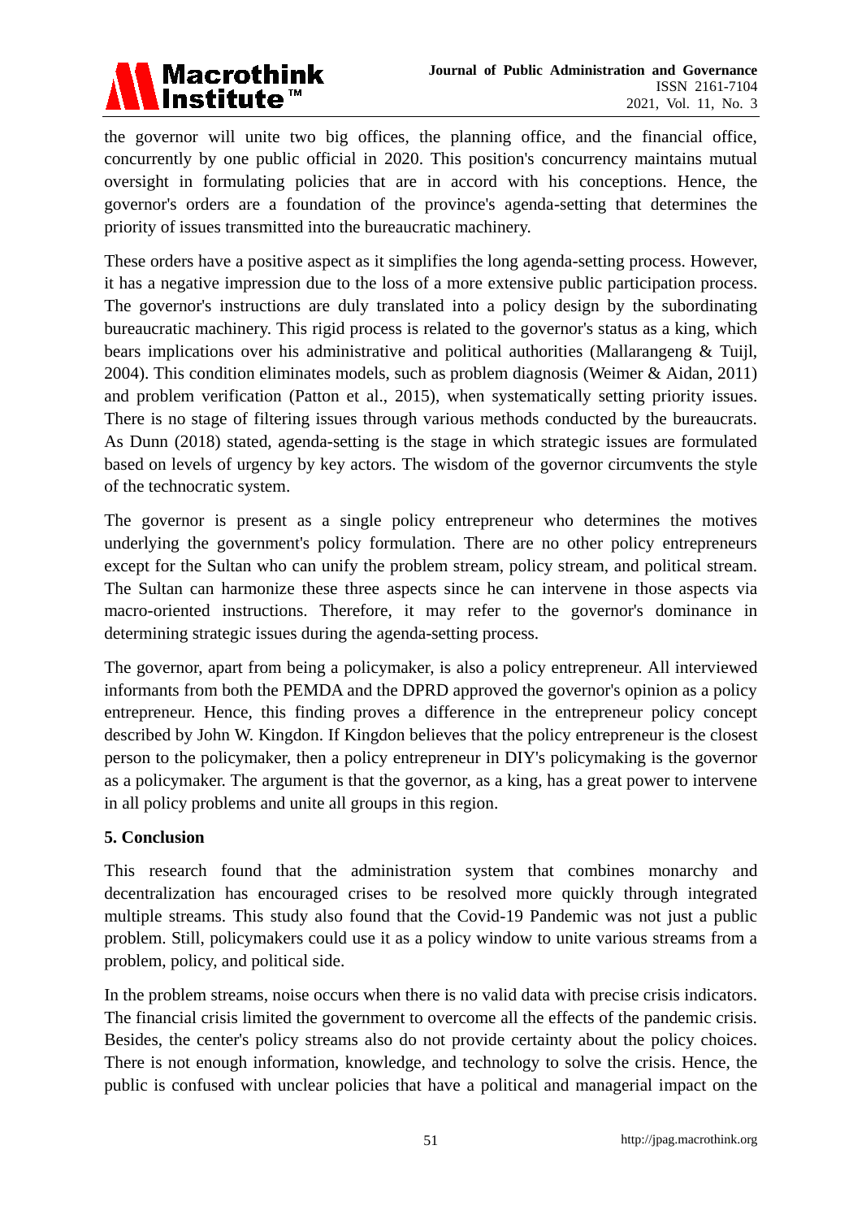the governor will unite two big offices, the planning office, and the financial office, concurrently by one public official in 2020. This position's concurrency maintains mutual oversight in formulating policies that are in accord with his conceptions. Hence, the governor's orders are a foundation of the province's agenda-setting that determines the priority of issues transmitted into the bureaucratic machinery.

These orders have a positive aspect as it simplifies the long agenda-setting process. However, it has a negative impression due to the loss of a more extensive public participation process. The governor's instructions are duly translated into a policy design by the subordinating bureaucratic machinery. This rigid process is related to the governor's status as a king, which bears implications over his administrative and political authorities (Mallarangeng & Tuijl, 2004). This condition eliminates models, such as problem diagnosis (Weimer & Aidan, 2011) and problem verification (Patton et al., 2015), when systematically setting priority issues. There is no stage of filtering issues through various methods conducted by the bureaucrats. As Dunn (2018) stated, agenda-setting is the stage in which strategic issues are formulated based on levels of urgency by key actors. The wisdom of the governor circumvents the style of the technocratic system.

The governor is present as a single policy entrepreneur who determines the motives underlying the government's policy formulation. There are no other policy entrepreneurs except for the Sultan who can unify the problem stream, policy stream, and political stream. The Sultan can harmonize these three aspects since he can intervene in those aspects via macro-oriented instructions. Therefore, it may refer to the governor's dominance in determining strategic issues during the agenda-setting process.

The governor, apart from being a policymaker, is also a policy entrepreneur. All interviewed informants from both the PEMDA and the DPRD approved the governor's opinion as a policy entrepreneur. Hence, this finding proves a difference in the entrepreneur policy concept described by John W. Kingdon. If Kingdon believes that the policy entrepreneur is the closest person to the policymaker, then a policy entrepreneur in DIY's policymaking is the governor as a policymaker. The argument is that the governor, as a king, has a great power to intervene in all policy problems and unite all groups in this region.

## 5. Conclusion

This research found that the administration system that combines monarchy and decentralization has encouraged crises to be resolved more quickly through integrated multiple streams. This study also found that the Covid-19 Pandemic was not just a public problem. Still, policymakers could use it as a policy window to unite various streams from a problem, policy, and political side.

In the problem streams, noise occurs when there is no valid data with precise crisis indicators. The financial crisis limited the government to overcome all the effects of the pandemic crisis. Besides, the center's policy streams also do not provide certainty about the policy choices. There is not enough information, knowledge, and technology to solve the crisis. Hence, the public is confused with unclear policies that have a political and managerial impact on the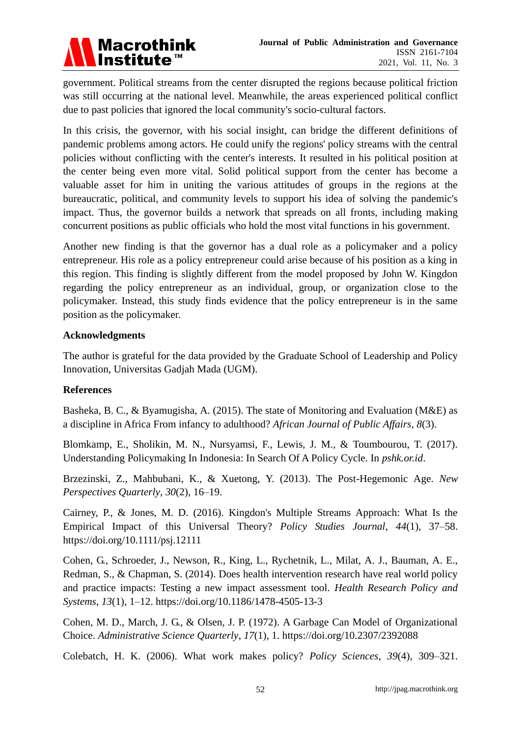government. Political streams from the center disrupted the regions because political friction was still occurring at the national level. Meanwhile, the areas experienced political conflict due to past policies that ignored the local community's socio-cultural factors.

In this crisis, the governor, with his social insight, can bridge the different definitions of pandemic problems among actors. He could unify the regions' policy streams with the central policies without conflicting with the center's interests. It resulted in his political position at the center being even more vital. Solid political support from the center has become a valuable asset for him in uniting the various attitudes of groups in the regions at the bureaucratic, political, and community levels to support his idea of solving the pandemic's impact. Thus, the governor builds a network that spreads on all fronts, including making concurrent positions as public officials who hold the most vital functions in his government.

Another new finding is that the governor has a dual role as a policymaker and a policy entrepreneur. His role as a policy entrepreneur could arise because of his position as a king in this region. This finding is slightly different from the model proposed by John W. Kingdon regarding the policy entrepreneur as an individual, group, or organization close to the policymaker. Instead, this study finds evidence that the policy entrepreneur is in the same position as the policymaker.

## Acknowledgments

The author is grateful for the data provided by the Graduate School of Leadership and Policy Innovation, Universitas Gadjah Mada (UGM).

## References

Basheka, B. C., & Byamugisha, A. (2015). The state of Monitoring and Evaluation (M&E) as a discipline in Africa From infancy to adulthood? *African Journal of Public Affairs*, *8*(3).

Blomkamp, E., Sholikin, M. N., Nursyamsi, F., Lewis, J. M., & Toumbourou, T. (2017). Understanding Policymaking In Indonesia: In Search Of A Policy Cycle. In *pshk.or.id*.

Brzezinski, Z., Mahbubani, K., & Xuetong, Y. (2013). The Post-Hegemonic Age. *New Perspectives Quarterly*, *30*(2), 16–19.

Cairney, P., & Jones, M. D. (2016). Kingdon's Multiple Streams Approach: What Is the Empirical Impact of this Universal Theory? *Policy Studies Journal*, *44*(1), 37–58. https://doi.org/10.1111/psj.12111

Cohen, G., Schroeder, J., Newson, R., King, L., Rychetnik, L., Milat, A. J., Bauman, A. E., Redman, S., & Chapman, S. (2014). Does health intervention research have real world policy and practice impacts: Testing a new impact assessment tool. *Health Research Policy and Systems*, *13*(1), 1–12. https://doi.org/10.1186/1478-4505-13-3

Cohen, M. D., March, J. G., & Olsen, J. P. (1972). A Garbage Can Model of Organizational Choice. *Administrative Science Quarterly*, *17*(1), 1. https://doi.org/10.2307/2392088

Colebatch, H. K. (2006). What work makes policy? *Policy Sciences*, *39*(4), 309–321.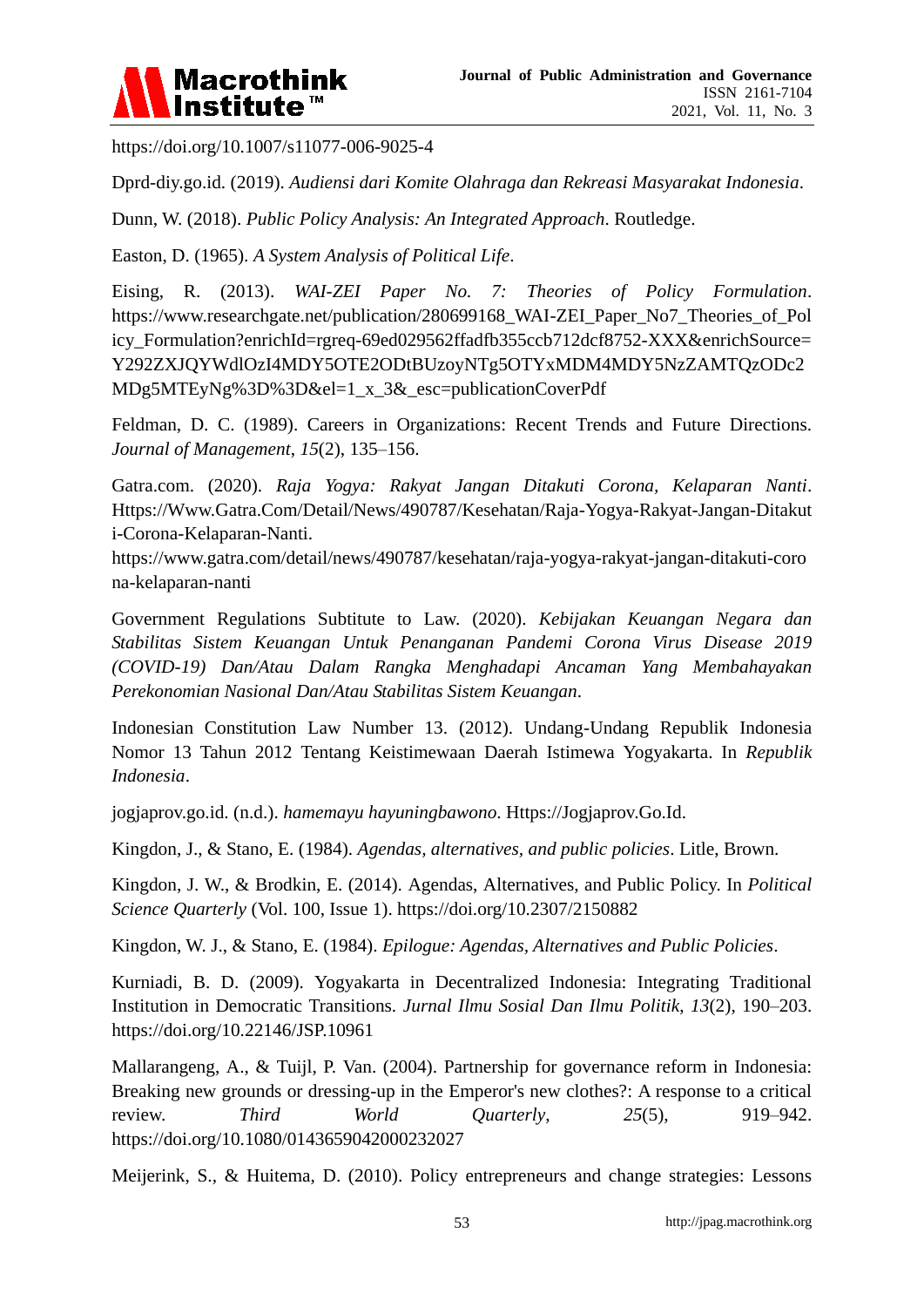https://doi.org/10.1007/s11077-006-9025-4

Dprd-diy.go.id. (2019). *Audiensi dari Komite Olahraga dan Rekreasi Masyarakat Indonesia*.

Dunn, W. (2018). *Public Policy Analysis: An Integrated Approach*. Routledge.

Easton, D. (1965). *A System Analysis of Political Life*.

Eising, R. (2013). *WAI-ZEI Paper No. 7: Theories of Policy Formulation*. https://www.researchgate.net/publication/280699168_WAI-ZEI_Paper_No7_Theories_of_Policy_Formulation?enrichId=rgreq-69ed029562ffadfb355ccb712dcf8752-XXX&enrichSource=Y292ZXJQYWdlOzI4MDY5OTE2ODtBUzoyNTg5OTYxMDM4MDY5NzZAMTQzODc2MDg5MTEyNg%3D%3D&el=1_x_3&_esc=publicationCoverPdf

Feldman, D. C. (1989). Careers in Organizations: Recent Trends and Future Directions. *Journal of Management*, *15*(2), 135–156.

Gatra.com. (2020). *Raja Yogya: Rakyat Jangan Ditakuti Corona, Kelaparan Nanti*. Https://Www.Gatra.Com/Detail/News/490787/Kesehatan/Raja-Yogya-Rakyat-Jangan-Ditakuti-Corona-Kelaparan-Nanti. https://www.gatra.com/detail/news/490787/kesehatan/raja-yogya-rakyat-jangan-ditakuti-corona-kelaparan-nanti

Government Regulations Subtitute to Law. (2020). *Kebijakan Keuangan Negara dan Stabilitas Sistem Keuangan Untuk Penanganan Pandemi Corona Virus Disease 2019 (COVID-19) Dan/Atau Dalam Rangka Menghadapi Ancaman Yang Membahayakan Perekonomian Nasional Dan/Atau Stabilitas Sistem Keuangan*.

Indonesian Constitution Law Number 13. (2012). Undang-Undang Republik Indonesia Nomor 13 Tahun 2012 Tentang Keistimewaan Daerah Istimewa Yogyakarta. In *Republik Indonesia*.

jogjaprov.go.id. (n.d.). *hamemayu hayuningbawono*. Https://Jogjaprov.Go.Id.

Kingdon, J., & Stano, E. (1984). *Agendas, alternatives, and public policies*. Litle, Brown.

Kingdon, J. W., & Brodkin, E. (2014). Agendas, Alternatives, and Public Policy. In *Political Science Quarterly* (Vol. 100, Issue 1). https://doi.org/10.2307/2150882

Kingdon, W. J., & Stano, E. (1984). *Epilogue: Agendas, Alternatives and Public Policies*.

Kurniadi, B. D. (2009). Yogyakarta in Decentralized Indonesia: Integrating Traditional Institution in Democratic Transitions. *Jurnal Ilmu Sosial Dan Ilmu Politik*, *13*(2), 190–203. https://doi.org/10.22146/JSP.10961

Mallarangeng, A., & Tuijl, P. Van. (2004). Partnership for governance reform in Indonesia: Breaking new grounds or dressing-up in the Emperor's new clothes?: A response to a critical review. *Third World Quarterly*, *25*(5), 919–942. https://doi.org/10.1080/0143659042000232027

Meijerink, S., & Huitema, D. (2010). Policy entrepreneurs and change strategies: Lessons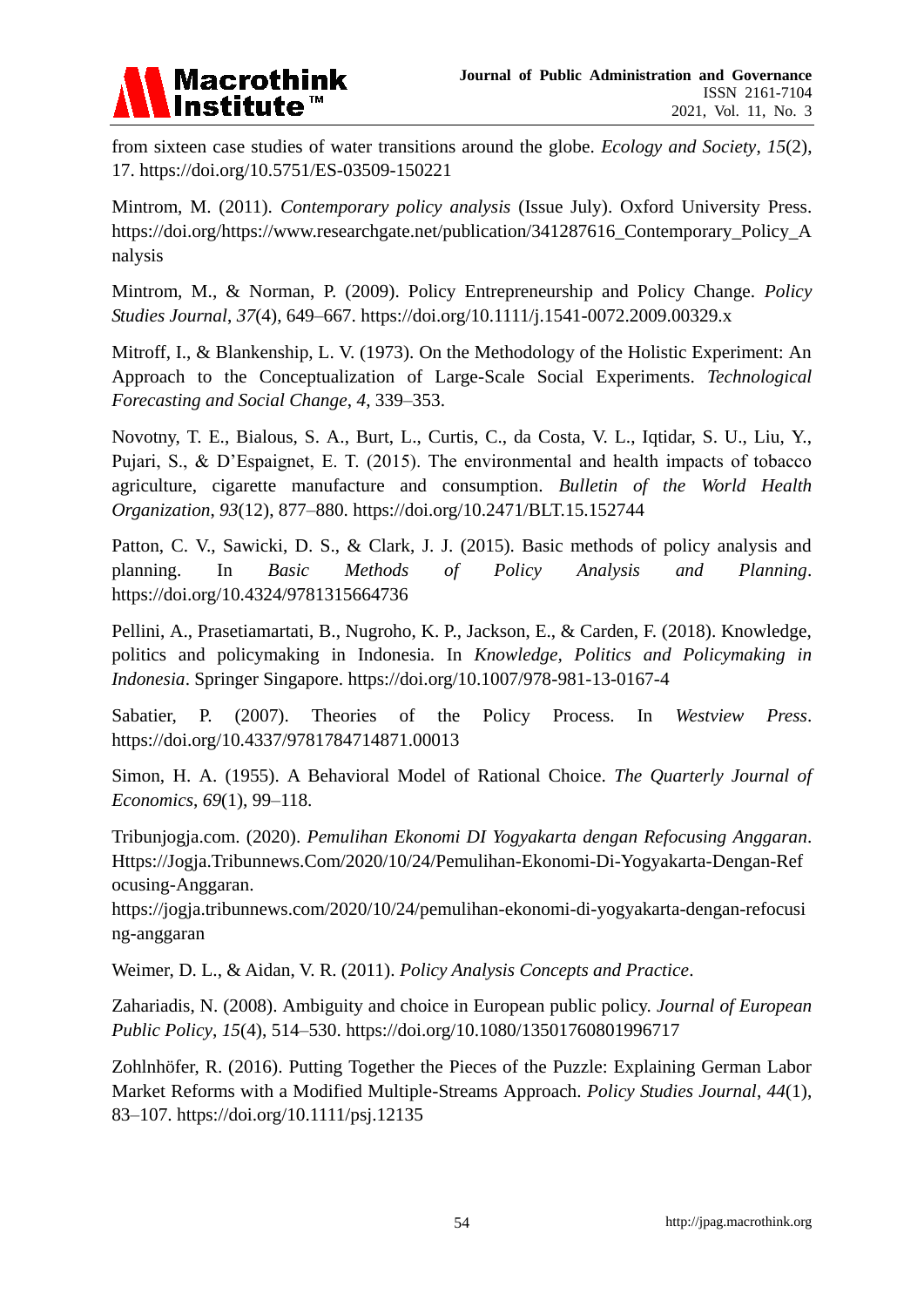from sixteen case studies of water transitions around the globe. *Ecology and Society*, *15*(2), 17. https://doi.org/10.5751/ES-03509-150221

Mintrom, M. (2011). *Contemporary policy analysis* (Issue July). Oxford University Press. https://doi.org/https://www.researchgate.net/publication/341287616_Contemporary_Policy_Analysis

Mintrom, M., & Norman, P. (2009). Policy Entrepreneurship and Policy Change. *Policy Studies Journal*, *37*(4), 649–667. https://doi.org/10.1111/j.1541-0072.2009.00329.x

Mitroff, I., & Blankenship, L. V. (1973). On the Methodology of the Holistic Experiment: An Approach to the Conceptualization of Large-Scale Social Experiments. *Technological Forecasting and Social Change*, *4*, 339–353.

Novotny, T. E., Bialous, S. A., Burt, L., Curtis, C., da Costa, V. L., Iqtidar, S. U., Liu, Y., Pujari, S., & D'Espaignet, E. T. (2015). The environmental and health impacts of tobacco agriculture, cigarette manufacture and consumption. *Bulletin of the World Health Organization*, *93*(12), 877–880. https://doi.org/10.2471/BLT.15.152744

Patton, C. V., Sawicki, D. S., & Clark, J. J. (2015). Basic methods of policy analysis and planning. In *Basic Methods of Policy Analysis and Planning*. https://doi.org/10.4324/9781315664736

Pellini, A., Prasetiamartati, B., Nugroho, K. P., Jackson, E., & Carden, F. (2018). Knowledge, politics and policymaking in Indonesia. In *Knowledge, Politics and Policymaking in Indonesia*. Springer Singapore. https://doi.org/10.1007/978-981-13-0167-4

Sabatier, P. (2007). Theories of the Policy Process. In *Westview Press*. https://doi.org/10.4337/9781784714871.00013

Simon, H. A. (1955). A Behavioral Model of Rational Choice. *The Quarterly Journal of Economics*, *69*(1), 99–118.

Tribunjogja.com. (2020). *Pemulihan Ekonomi DI Yogyakarta dengan Refocusing Anggaran*. Https://Jogja.Tribunnews.Com/2020/10/24/Pemulihan-Ekonomi-Di-Yogyakarta-Dengan-Refocusing-Anggaran. https://jogja.tribunnews.com/2020/10/24/pemulihan-ekonomi-di-yogyakarta-dengan-refocusing-anggaran

Weimer, D. L., & Aidan, V. R. (2011). *Policy Analysis Concepts and Practice*.

Zahariadis, N. (2008). Ambiguity and choice in European public policy. *Journal of European Public Policy*, *15*(4), 514–530. https://doi.org/10.1080/13501760801996717

Zohlnhöfer, R. (2016). Putting Together the Pieces of the Puzzle: Explaining German Labor Market Reforms with a Modified Multiple-Streams Approach. *Policy Studies Journal*, *44*(1), 83–107. https://doi.org/10.1111/psj.12135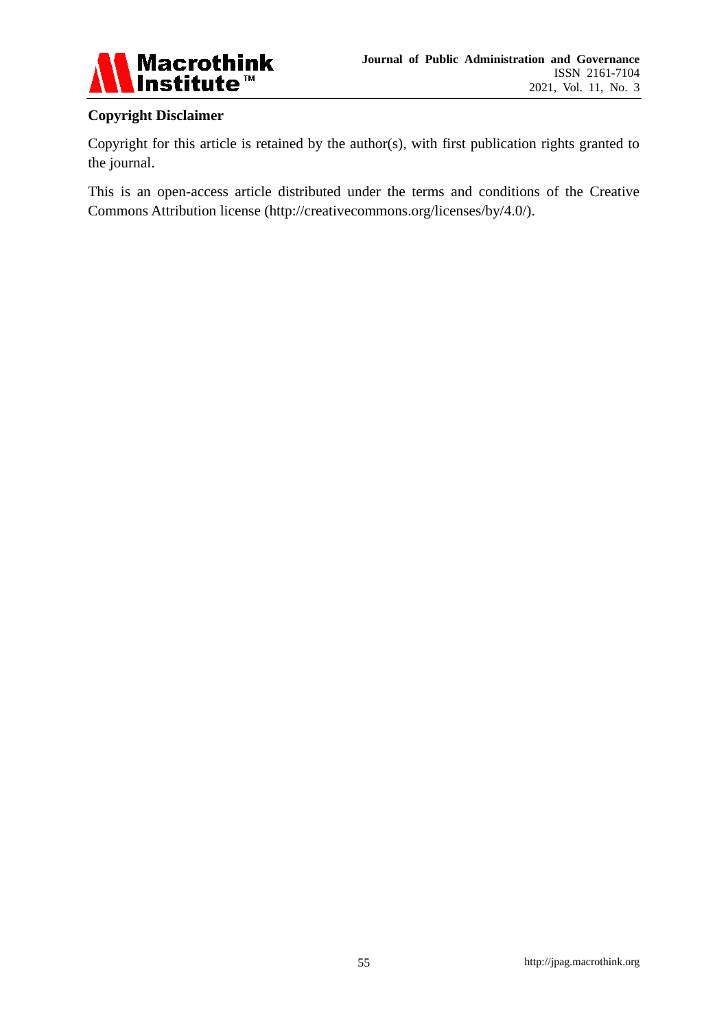## Copyright Disclaimer

Copyright for this article is retained by the author(s), with first publication rights granted to the journal.

This is an open-access article distributed under the terms and conditions of the Creative Commons Attribution license (http://creativecommons.org/licenses/by/4.0/).